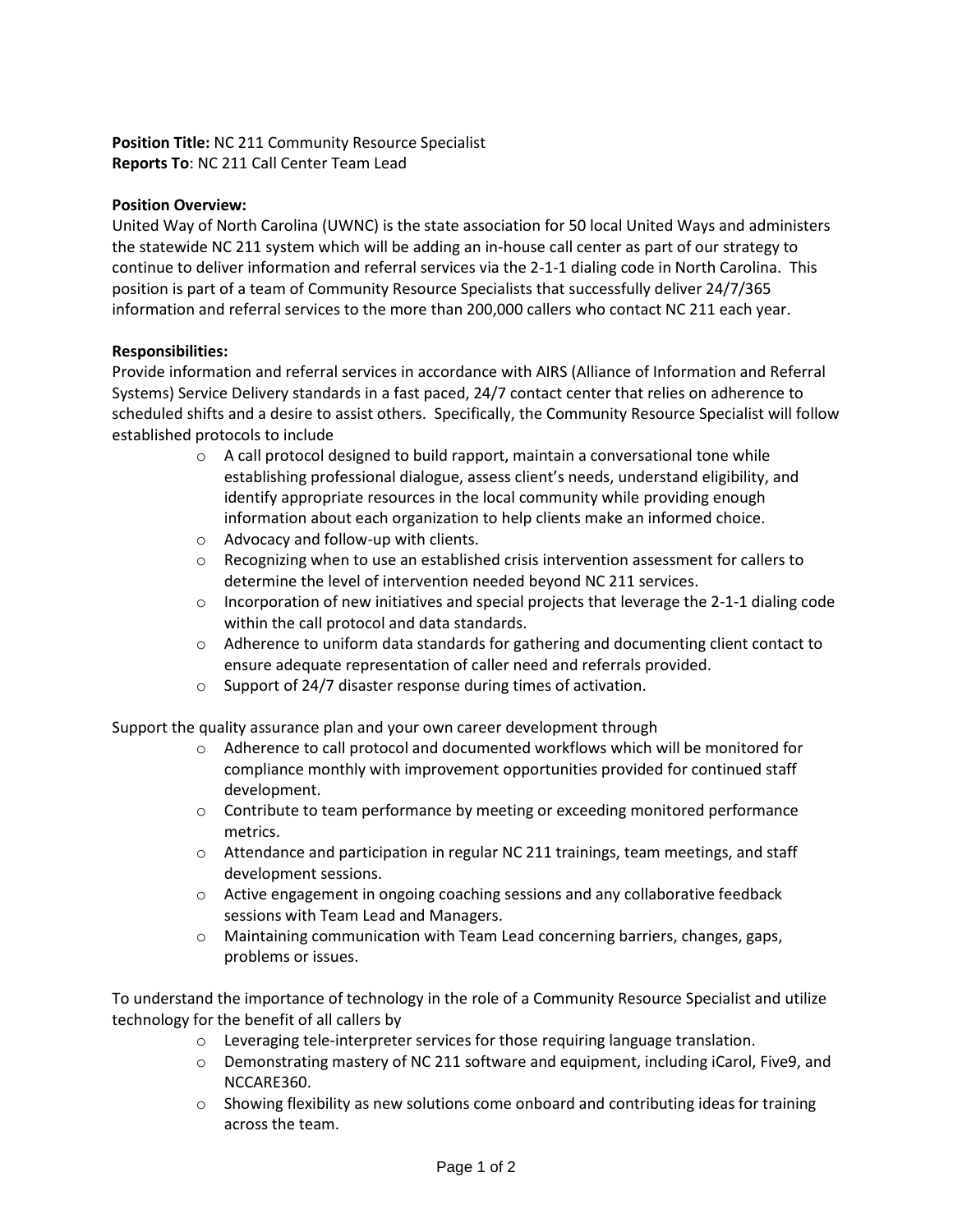**Position Title:** NC 211 Community Resource Specialist
**Reports To**: NC 211 Call Center Team Lead

**Position Overview:**
United Way of North Carolina (UWNC) is the state association for 50 local United Ways and administers the statewide NC 211 system which will be adding an in-house call center as part of our strategy to continue to deliver information and referral services via the 2-1-1 dialing code in North Carolina. This position is part of a team of Community Resource Specialists that successfully deliver 24/7/365 information and referral services to the more than 200,000 callers who contact NC 211 each year.

**Responsibilities:**
Provide information and referral services in accordance with AIRS (Alliance of Information and Referral Systems) Service Delivery standards in a fast paced, 24/7 contact center that relies on adherence to scheduled shifts and a desire to assist others. Specifically, the Community Resource Specialist will follow established protocols to include

- A call protocol designed to build rapport, maintain a conversational tone while establishing professional dialogue, assess client's needs, understand eligibility, and identify appropriate resources in the local community while providing enough information about each organization to help clients make an informed choice.
- Advocacy and follow-up with clients.
- Recognizing when to use an established crisis intervention assessment for callers to determine the level of intervention needed beyond NC 211 services.
- Incorporation of new initiatives and special projects that leverage the 2-1-1 dialing code within the call protocol and data standards.
- Adherence to uniform data standards for gathering and documenting client contact to ensure adequate representation of caller need and referrals provided.
- Support of 24/7 disaster response during times of activation.

Support the quality assurance plan and your own career development through

- Adherence to call protocol and documented workflows which will be monitored for compliance monthly with improvement opportunities provided for continued staff development.
- Contribute to team performance by meeting or exceeding monitored performance metrics.
- Attendance and participation in regular NC 211 trainings, team meetings, and staff development sessions.
- Active engagement in ongoing coaching sessions and any collaborative feedback sessions with Team Lead and Managers.
- Maintaining communication with Team Lead concerning barriers, changes, gaps, problems or issues.

To understand the importance of technology in the role of a Community Resource Specialist and utilize technology for the benefit of all callers by

- Leveraging tele-interpreter services for those requiring language translation.
- Demonstrating mastery of NC 211 software and equipment, including iCarol, Five9, and NCCARE360.
- Showing flexibility as new solutions come onboard and contributing ideas for training across the team.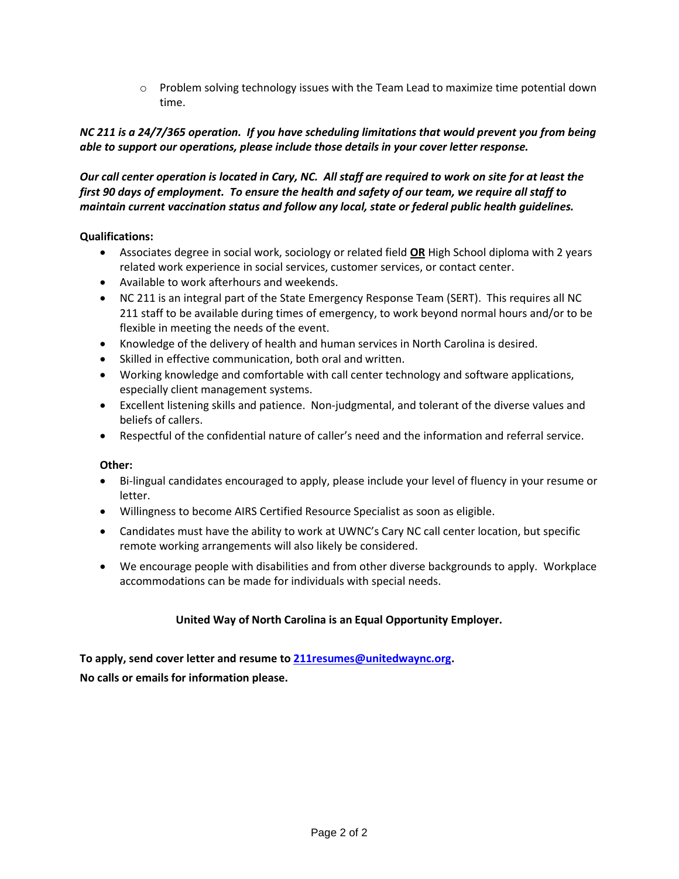- Problem solving technology issues with the Team Lead to maximize time potential down time.

***NC 211 is a 24/7/365 operation. If you have scheduling limitations that would prevent you from being able to support our operations, please include those details in your cover letter response.***

***Our call center operation is located in Cary, NC. All staff are required to work on site for at least the first 90 days of employment. To ensure the health and safety of our team, we require all staff to maintain current vaccination status and follow any local, state or federal public health guidelines.***

**Qualifications:**

- Associates degree in social work, sociology or related field **OR** High School diploma with 2 years related work experience in social services, customer services, or contact center.
- Available to work afterhours and weekends.
- NC 211 is an integral part of the State Emergency Response Team (SERT). This requires all NC 211 staff to be available during times of emergency, to work beyond normal hours and/or to be flexible in meeting the needs of the event.
- Knowledge of the delivery of health and human services in North Carolina is desired.
- Skilled in effective communication, both oral and written.
- Working knowledge and comfortable with call center technology and software applications, especially client management systems.
- Excellent listening skills and patience. Non-judgmental, and tolerant of the diverse values and beliefs of callers.
- Respectful of the confidential nature of caller's need and the information and referral service.

**Other:**

- Bi-lingual candidates encouraged to apply, please include your level of fluency in your resume or letter.
- Willingness to become AIRS Certified Resource Specialist as soon as eligible.
- Candidates must have the ability to work at UWNC's Cary NC call center location, but specific remote working arrangements will also likely be considered.
- We encourage people with disabilities and from other diverse backgrounds to apply. Workplace accommodations can be made for individuals with special needs.

**United Way of North Carolina is an Equal Opportunity Employer.**

**To apply, send cover letter and resume to 211resumes@unitedwaync.org.**

**No calls or emails for information please.**